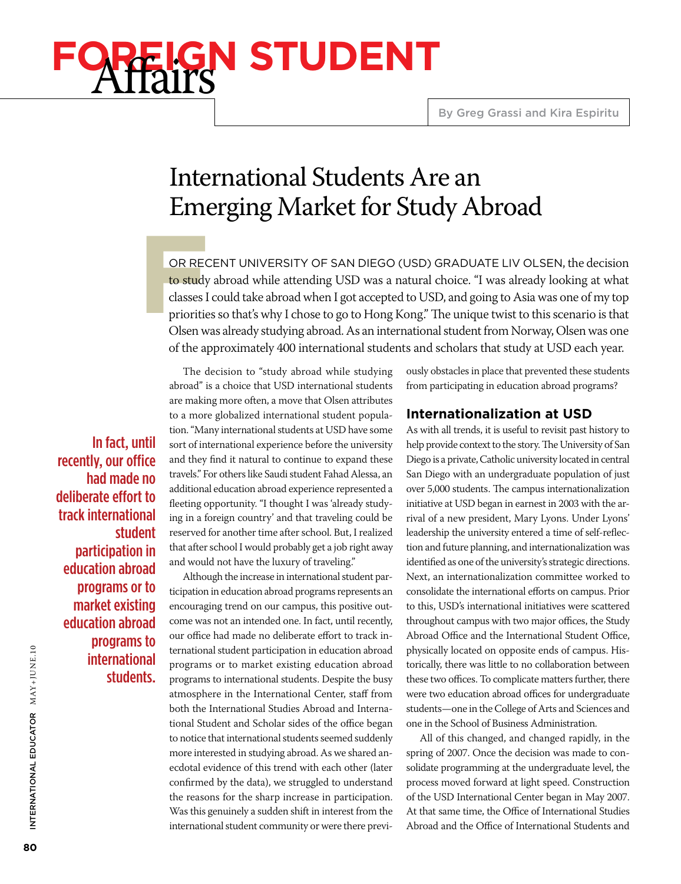# FOREIGN STUDENT Affairs

By Greg Grassi and Kira Espiritu

## International Students Are an Emerging Market for Study Abroad

FOR RECENT UNIVERSITY OF SAN DIEGO (USD) GRADUATE LIV OLSEN, the decision to study abroad while attending USD was a natural choice. "I was already looking at what classes I could take abroad when I got accepted to USD, and going to Asia was one of my top priorities so that's why I chose to go to Hong Kong." The unique twist to this scenario is that Olsen was already studying abroad. As an international student from Norway, Olsen was one of the approximately 400 international students and scholars that study at USD each year.

The decision to "study abroad while studying abroad" is a choice that USD international students are making more often, a move that Olsen attributes to a more globalized international student population. "Many international students at USD have some sort of international experience before the university and they find it natural to continue to expand these travels." For others like Saudi student Fahad Alessa, an additional education abroad experience represented a fleeting opportunity. "I thought I was 'already studying in a foreign country' and that traveling could be reserved for another time after school. But, I realized that after school I would probably get a job right away and would not have the luxury of traveling."

Although the increase in international student participation in education abroad programs represents an encouraging trend on our campus, this positive outcome was not an intended one. In fact, until recently, our office had made no deliberate effort to track international student participation in education abroad programs or to market existing education abroad programs to international students. Despite the busy atmosphere in the International Center, staff from both the International Studies Abroad and International Student and Scholar sides of the office began to notice that international students seemed suddenly more interested in studying abroad. As we shared anecdotal evidence of this trend with each other (later confirmed by the data), we struggled to understand the reasons for the sharp increase in participation. Was this genuinely a sudden shift in interest from the international student community or were there previously obstacles in place that prevented these students from participating in education abroad programs?

> In fact, until recently, our office had made no deliberate effort to track international student participation in education abroad programs or to market existing education abroad programs to international students.

### Internationalization at USD

As with all trends, it is useful to revisit past history to help provide context to the story. The University of San Diego is a private, Catholic university located in central San Diego with an undergraduate population of just over 5,000 students. The campus internationalization initiative at USD began in earnest in 2003 with the arrival of a new president, Mary Lyons. Under Lyons' leadership the university entered a time of self-reflection and future planning, and internationalization was identified as one of the university's strategic directions. Next, an internationalization committee worked to consolidate the international efforts on campus. Prior to this, USD's international initiatives were scattered throughout campus with two major offices, the Study Abroad Office and the International Student Office, physically located on opposite ends of campus. Historically, there was little to no collaboration between these two offices. To complicate matters further, there were two education abroad offices for undergraduate students—one in the College of Arts and Sciences and one in the School of Business Administration.

All of this changed, and changed rapidly, in the spring of 2007. Once the decision was made to consolidate programming at the undergraduate level, the process moved forward at light speed. Construction of the USD International Center began in May 2007. At that same time, the Office of International Studies Abroad and the Office of International Students and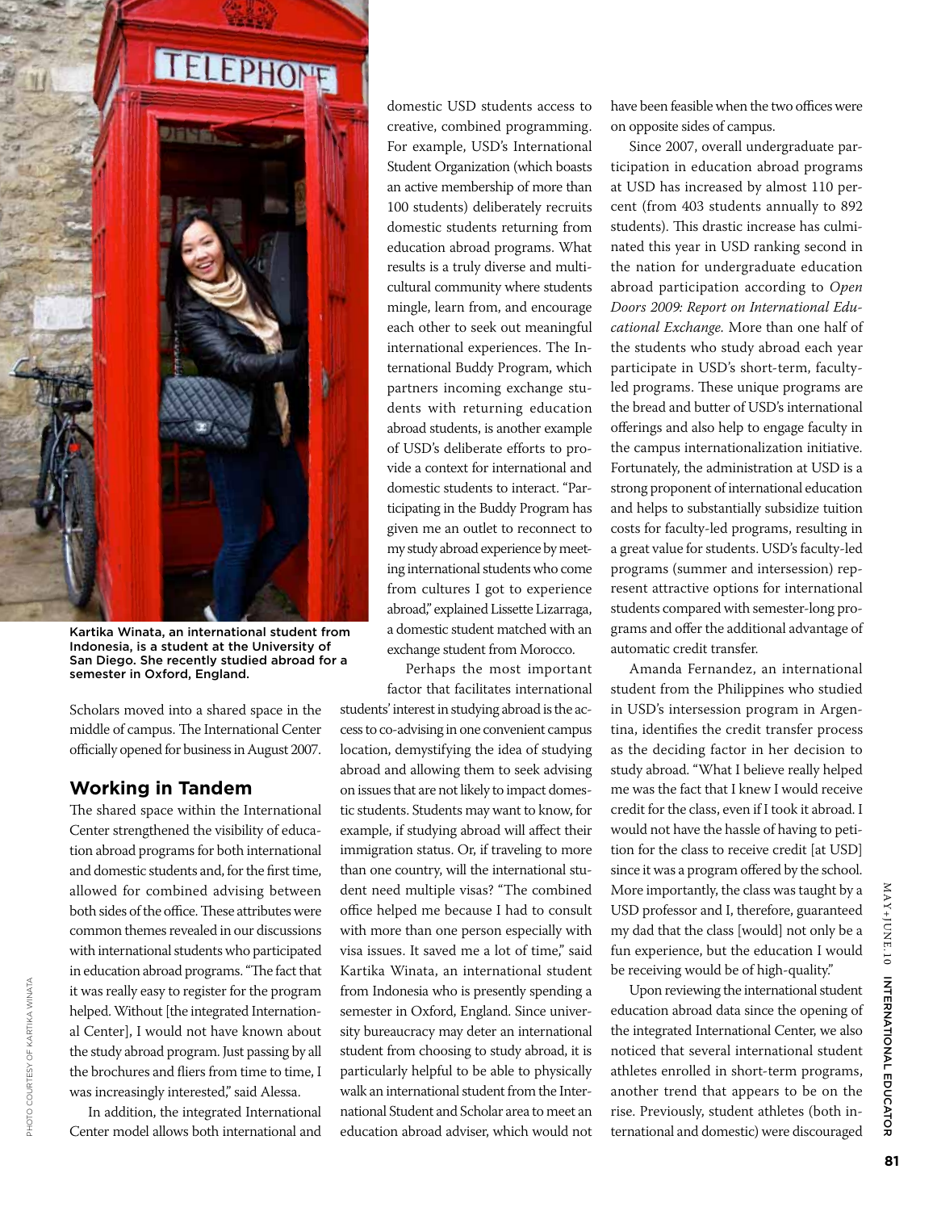Kartika Winata, an international student from Indonesia, is a student at the University of San Diego. She recently studied abroad for a semester in Oxford, England.

Scholars moved into a shared space in the middle of campus. The International Center officially opened for business in August 2007.

## Working in Tandem

The shared space within the International Center strengthened the visibility of education abroad programs for both international and domestic students and, for the first time, allowed for combined advising between both sides of the office. These attributes were common themes revealed in our discussions with international students who participated in education abroad programs. "The fact that it was really easy to register for the program helped. Without [the integrated International Center], I would not have known about the study abroad program. Just passing by all the brochures and fliers from time to time, I was increasingly interested," said Alessa.

In addition, the integrated International Center model allows both international and domestic USD students access to creative, combined programming. For example, USD's International Student Organization (which boasts an active membership of more than 100 students) deliberately recruits domestic students returning from education abroad programs. What results is a truly diverse and multicultural community where students mingle, learn from, and encourage each other to seek out meaningful international experiences. The International Buddy Program, which partners incoming exchange students with returning education abroad students, is another example of USD's deliberate efforts to provide a context for international and domestic students to interact. "Participating in the Buddy Program has given me an outlet to reconnect to my study abroad experience by meeting international students who come from cultures I got to experience abroad," explained Lissette Lizarraga, a domestic student matched with an exchange student from Morocco.

Perhaps the most important factor that facilitates international students' interest in studying abroad is the access to co-advising in one convenient campus location, demystifying the idea of studying abroad and allowing them to seek advising on issues that are not likely to impact domestic students. Students may want to know, for example, if studying abroad will affect their immigration status. Or, if traveling to more than one country, will the international student need multiple visas? "The combined office helped me because I had to consult with more than one person especially with visa issues. It saved me a lot of time," said Kartika Winata, an international student from Indonesia who is presently spending a semester in Oxford, England. Since university bureaucracy may deter an international student from choosing to study abroad, it is particularly helpful to be able to physically walk an international student from the International Student and Scholar area to meet an education abroad adviser, which would not have been feasible when the two offices were on opposite sides of campus.

Since 2007, overall undergraduate participation in education abroad programs at USD has increased by almost 110 percent (from 403 students annually to 892 students). This drastic increase has culminated this year in USD ranking second in the nation for undergraduate education abroad participation according to *Open Doors 2009: Report on International Educational Exchange.* More than one half of the students who study abroad each year participate in USD's short-term, faculty-led programs. These unique programs are the bread and butter of USD's international offerings and also help to engage faculty in the campus internationalization initiative. Fortunately, the administration at USD is a strong proponent of international education and helps to substantially subsidize tuition costs for faculty-led programs, resulting in a great value for students. USD's faculty-led programs (summer and intersession) represent attractive options for international students compared with semester-long programs and offer the additional advantage of automatic credit transfer.

Amanda Fernandez, an international student from the Philippines who studied in USD's intersession program in Argentina, identifies the credit transfer process as the deciding factor in her decision to study abroad. "What I believe really helped me was the fact that I knew I would receive credit for the class, even if I took it abroad. I would not have the hassle of having to petition for the class to receive credit [at USD] since it was a program offered by the school. More importantly, the class was taught by a USD professor and I, therefore, guaranteed my dad that the class [would] not only be a fun experience, but the education I would be receiving would be of high-quality."

Upon reviewing the international student education abroad data since the opening of the integrated International Center, we also noticed that several international student athletes enrolled in short-term programs, another trend that appears to be on the rise. Previously, student athletes (both international and domestic) were discouraged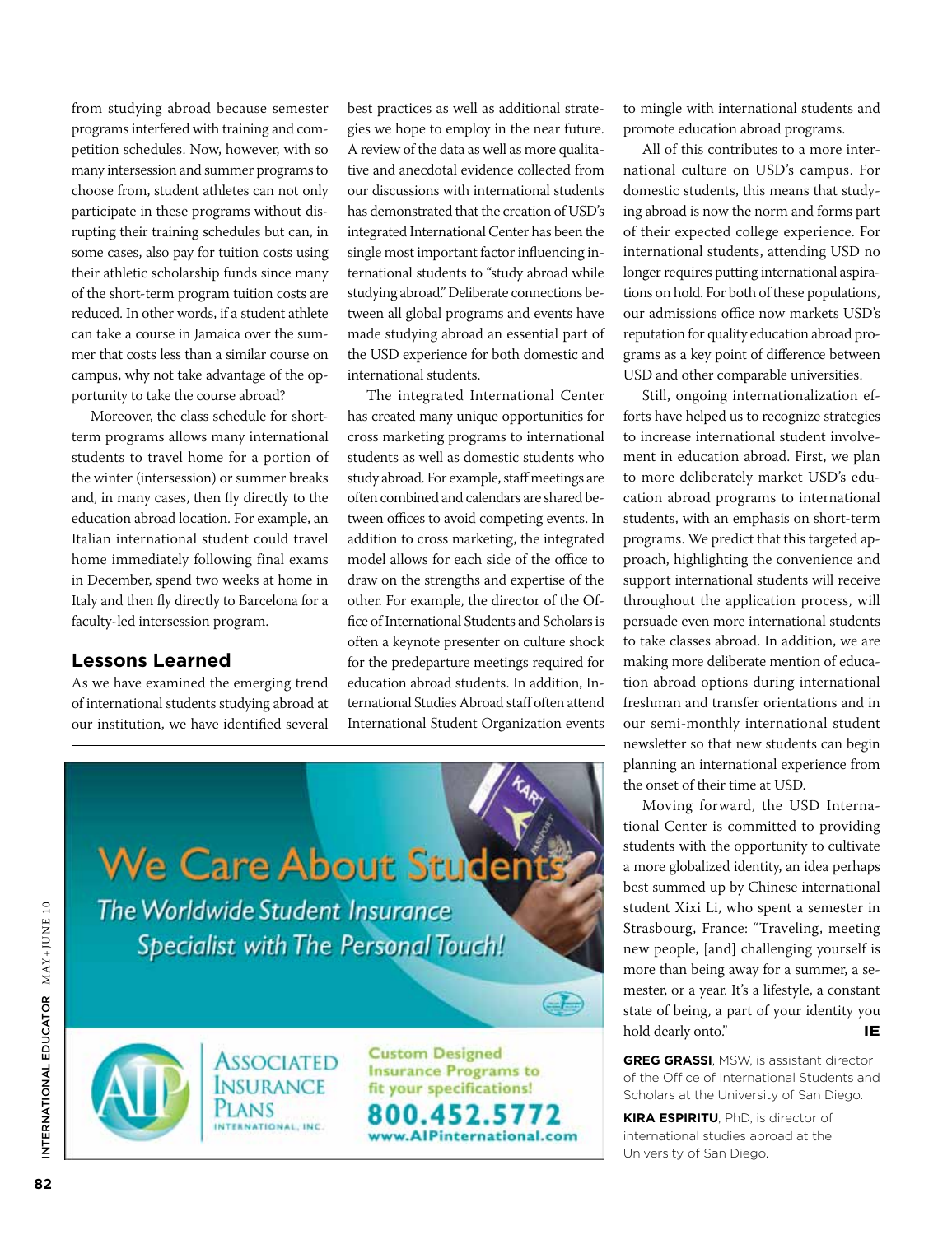from studying abroad because semester programs interfered with training and competition schedules. Now, however, with so many intersession and summer programs to choose from, student athletes can not only participate in these programs without disrupting their training schedules but can, in some cases, also pay for tuition costs using their athletic scholarship funds since many of the short-term program tuition costs are reduced. In other words, if a student athlete can take a course in Jamaica over the summer that costs less than a similar course on campus, why not take advantage of the opportunity to take the course abroad?

Moreover, the class schedule for short-term programs allows many international students to travel home for a portion of the winter (intersession) or summer breaks and, in many cases, then fly directly to the education abroad location. For example, an Italian international student could travel home immediately following final exams in December, spend two weeks at home in Italy and then fly directly to Barcelona for a faculty-led intersession program.

## Lessons Learned

As we have examined the emerging trend of international students studying abroad at our institution, we have identified several best practices as well as additional strategies we hope to employ in the near future. A review of the data as well as more qualitative and anecdotal evidence collected from our discussions with international students has demonstrated that the creation of USD's integrated International Center has been the single most important factor influencing international students to "study abroad while studying abroad." Deliberate connections between all global programs and events have made studying abroad an essential part of the USD experience for both domestic and international students.

The integrated International Center has created many unique opportunities for cross marketing programs to international students as well as domestic students who study abroad. For example, staff meetings are often combined and calendars are shared between offices to avoid competing events. In addition to cross marketing, the integrated model allows for each side of the office to draw on the strengths and expertise of the other. For example, the director of the Office of International Students and Scholars is often a keynote presenter on culture shock for the predeparture meetings required for education abroad students. In addition, International Studies Abroad staff often attend International Student Organization events to mingle with international students and promote education abroad programs.

All of this contributes to a more international culture on USD's campus. For domestic students, this means that studying abroad is now the norm and forms part of their expected college experience. For international students, attending USD no longer requires putting international aspirations on hold. For both of these populations, our admissions office now markets USD's reputation for quality education abroad programs as a key point of difference between USD and other comparable universities.

Still, ongoing internationalization efforts have helped us to recognize strategies to increase international student involvement in education abroad. First, we plan to more deliberately market USD's education abroad programs to international students, with an emphasis on short-term programs. We predict that this targeted approach, highlighting the convenience and support international students will receive throughout the application process, will persuade even more international students to take classes abroad. In addition, we are making more deliberate mention of education abroad options during international freshman and transfer orientations and in our semi-monthly international student newsletter so that new students can begin planning an international experience from the onset of their time at USD.

Moving forward, the USD International Center is committed to providing students with the opportunity to cultivate a more globalized identity, an idea perhaps best summed up by Chinese international student Xixi Li, who spent a semester in Strasbourg, France: "Traveling, meeting new people, [and] challenging yourself is more than being away for a summer, a semester, or a year. It's a lifestyle, a constant state of being, a part of your identity you hold dearly onto." **IE**

**GREG GRASSI**, MSW, is assistant director of the Office of International Students and Scholars at the University of San Diego.

**KIRA ESPIRITU**, PhD, is director of international studies abroad at the University of San Diego.

We Care About Students

The Worldwide Student Insurance Specialist with The Personal Touch!

Associated Insurance Plans International, Inc.

Custom Designed Insurance Programs to fit your specifications!

800.452.5772

www.AIPinternational.com